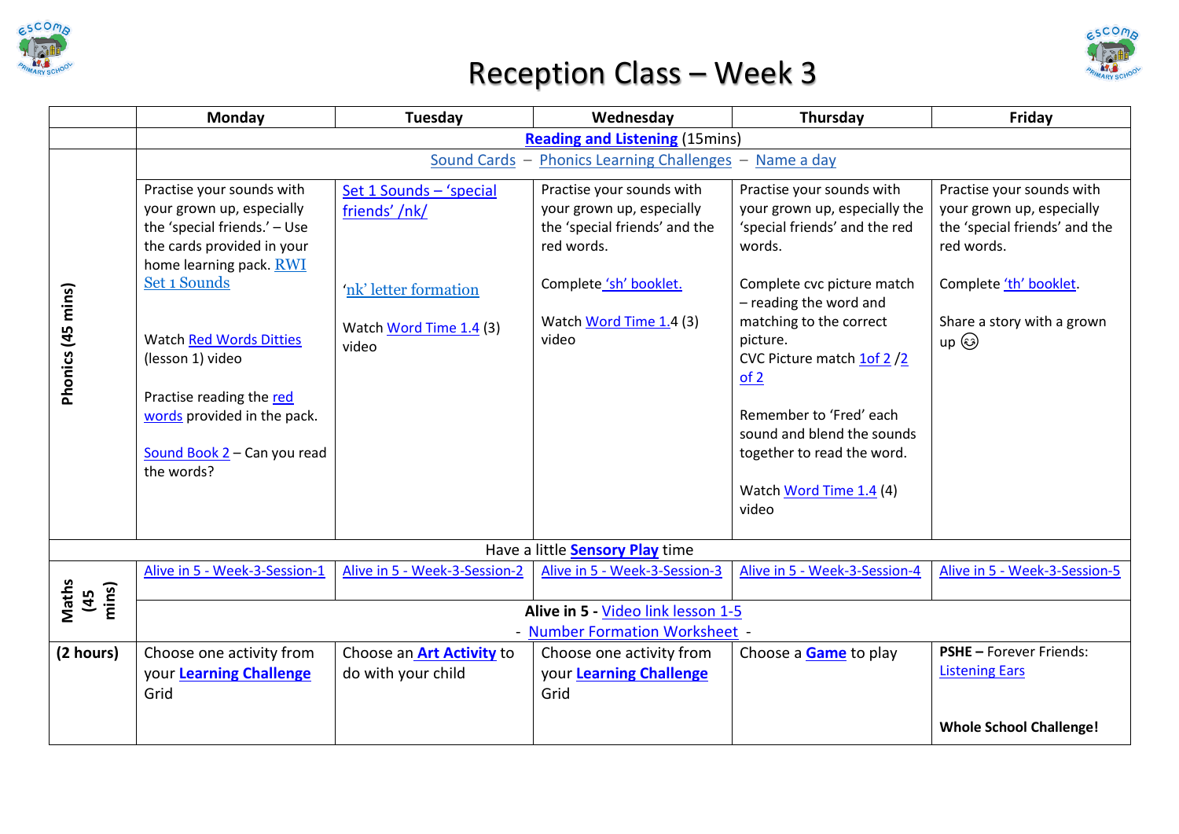# Reception Class – Week 3

| | Monday | Tuesday | Wednesday | Thursday | Friday |
|---|---|---|---|---|---|
| | **Reading and Listening** (15mins) | | | | |
| **Phonics (45 mins)** | Sound Cards – Phonics Learning Challenges – Name a day | | | | |
| | Practise your sounds with your grown up, especially the 'special friends.' – Use the cards provided in your home learning pack. RWI Set 1 Sounds<br><br>Watch Red Words Ditties (lesson 1) video<br><br>Practise reading the red words provided in the pack.<br><br>Sound Book 2 – Can you read the words? | Set 1 Sounds – 'special friends' /nk/<br><br>'nk' letter formation<br><br>Watch Word Time 1.4 (3) video | Practise your sounds with your grown up, especially the 'special friends' and the red words.<br><br>Complete 'sh' booklet.<br><br>Watch Word Time 1.4 (3) video | Practise your sounds with your grown up, especially the 'special friends' and the red words.<br><br>Complete cvc picture match – reading the word and matching to the correct picture.<br>CVC Picture match 1of 2 /2 of 2<br><br>Remember to 'Fred' each sound and blend the sounds together to read the word.<br><br>Watch Word Time 1.4 (4) video | Practise your sounds with your grown up, especially the 'special friends' and the red words.<br><br>Complete 'th' booklet.<br><br>Share a story with a grown up 😉 |
| | Have a little **Sensory Play** time | | | | |
| **Maths (45 mins)** | Alive in 5 - Week-3-Session-1 | Alive in 5 - Week-3-Session-2 | Alive in 5 - Week-3-Session-3 | Alive in 5 - Week-3-Session-4 | Alive in 5 - Week-3-Session-5 |
| | **Alive in 5 -** Video link lesson 1-5<br>- Number Formation Worksheet - | | | | |
| **(2 hours)** | Choose one activity from your **Learning Challenge** Grid | Choose an **Art Activity** to do with your child | Choose one activity from your **Learning Challenge** Grid | Choose a **Game** to play | **PSHE –** Forever Friends: Listening Ears<br><br>**Whole School Challenge!** |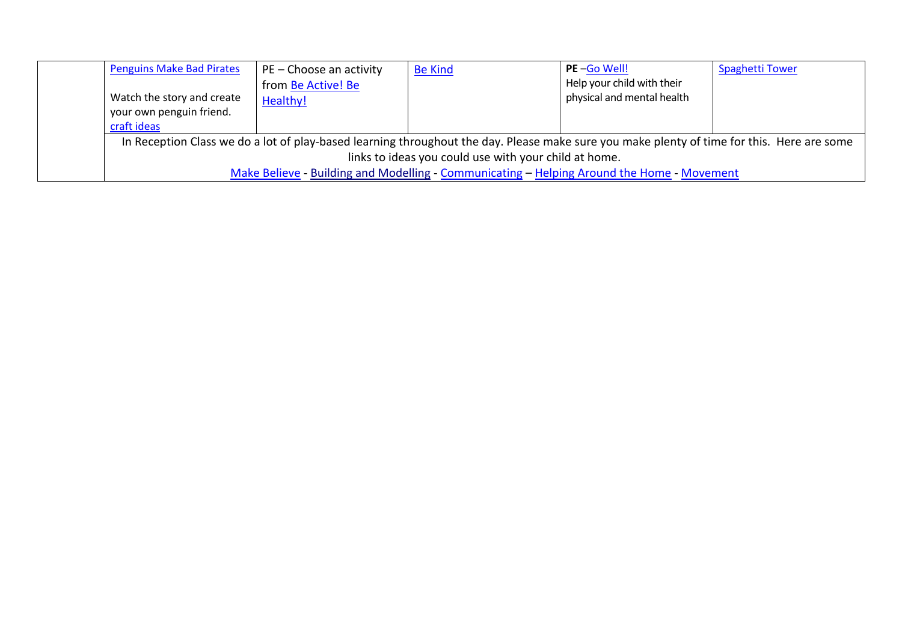| | | | | | |
|---|---|---|---|---|---|
| | Penguins Make Bad Pirates<br><br>Watch the story and create your own penguin friend.<br>craft ideas | PE – Choose an activity from Be Active! Be Healthy! | Be Kind | **PE** –Go Well!<br>Help your child with their physical and mental health | Spaghetti Tower |
| | In Reception Class we do a lot of play-based learning throughout the day. Please make sure you make plenty of time for this. Here are some links to ideas you could use with your child at home.<br>Make Believe - Building and Modelling - Communicating – Helping Around the Home - Movement | | | | |